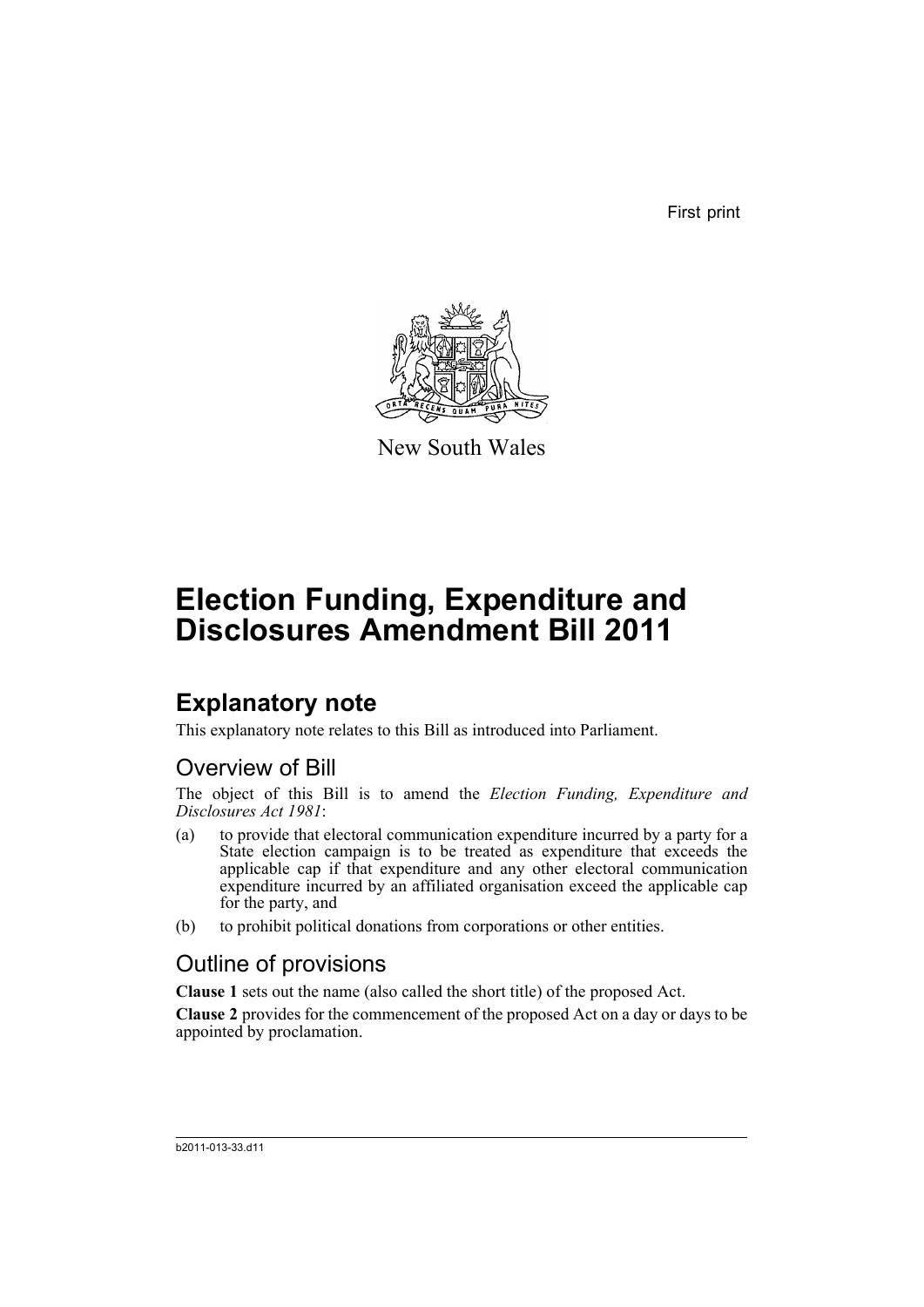First print

New South Wales

# Election Funding, Expenditure and Disclosures Amendment Bill 2011

## Explanatory note

This explanatory note relates to this Bill as introduced into Parliament.

### Overview of Bill

The object of this Bill is to amend the *Election Funding, Expenditure and Disclosures Act 1981*:

(a) to provide that electoral communication expenditure incurred by a party for a State election campaign is to be treated as expenditure that exceeds the applicable cap if that expenditure and any other electoral communication expenditure incurred by an affiliated organisation exceed the applicable cap for the party, and

(b) to prohibit political donations from corporations or other entities.

### Outline of provisions

**Clause 1** sets out the name (also called the short title) of the proposed Act.

**Clause 2** provides for the commencement of the proposed Act on a day or days to be appointed by proclamation.

b2011-013-33.d11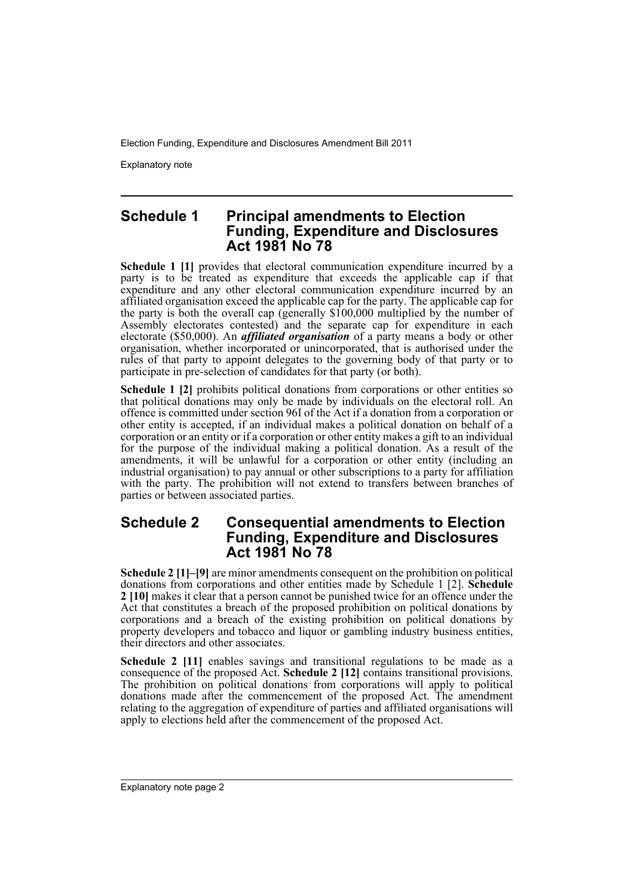## Schedule 1 Principal amendments to Election Funding, Expenditure and Disclosures Act 1981 No 78

**Schedule 1 [1]** provides that electoral communication expenditure incurred by a party is to be treated as expenditure that exceeds the applicable cap if that expenditure and any other electoral communication expenditure incurred by an affiliated organisation exceed the applicable cap for the party. The applicable cap for the party is both the overall cap (generally $100,000 multiplied by the number of Assembly electorates contested) and the separate cap for expenditure in each electorate ($50,000). An ***affiliated organisation*** of a party means a body or other organisation, whether incorporated or unincorporated, that is authorised under the rules of that party to appoint delegates to the governing body of that party or to participate in pre-selection of candidates for that party (or both).

**Schedule 1 [2]** prohibits political donations from corporations or other entities so that political donations may only be made by individuals on the electoral roll. An offence is committed under section 96I of the Act if a donation from a corporation or other entity is accepted, if an individual makes a political donation on behalf of a corporation or an entity or if a corporation or other entity makes a gift to an individual for the purpose of the individual making a political donation. As a result of the amendments, it will be unlawful for a corporation or other entity (including an industrial organisation) to pay annual or other subscriptions to a party for affiliation with the party. The prohibition will not extend to transfers between branches of parties or between associated parties.

## Schedule 2 Consequential amendments to Election Funding, Expenditure and Disclosures Act 1981 No 78

**Schedule 2 [1]–[9]** are minor amendments consequent on the prohibition on political donations from corporations and other entities made by Schedule 1 [2]. **Schedule 2 [10]** makes it clear that a person cannot be punished twice for an offence under the Act that constitutes a breach of the proposed prohibition on political donations by corporations and a breach of the existing prohibition on political donations by property developers and tobacco and liquor or gambling industry business entities, their directors and other associates.

**Schedule 2 [11]** enables savings and transitional regulations to be made as a consequence of the proposed Act. **Schedule 2 [12]** contains transitional provisions. The prohibition on political donations from corporations will apply to political donations made after the commencement of the proposed Act. The amendment relating to the aggregation of expenditure of parties and affiliated organisations will apply to elections held after the commencement of the proposed Act.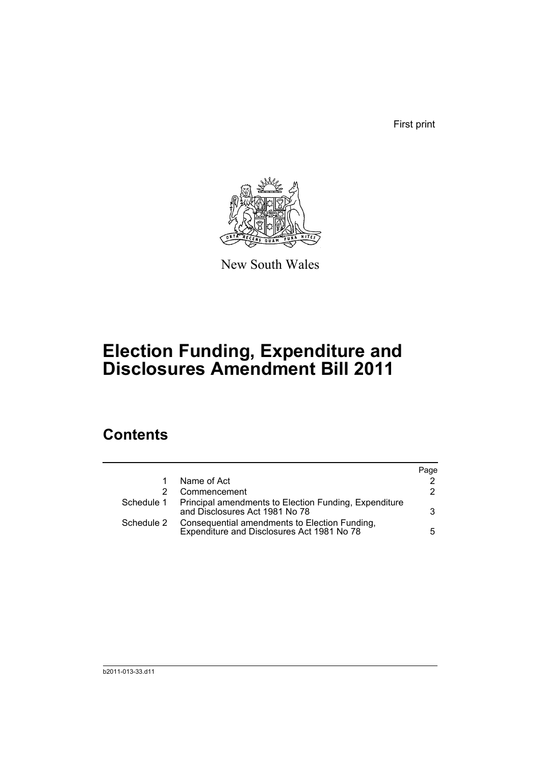First print

New South Wales

# Election Funding, Expenditure and Disclosures Amendment Bill 2011

## Contents

| | | Page |
|---|---|---|
| 1 | Name of Act | 2 |
| 2 | Commencement | 2 |
| Schedule 1 | Principal amendments to Election Funding, Expenditure and Disclosures Act 1981 No 78 | 3 |
| Schedule 2 | Consequential amendments to Election Funding, Expenditure and Disclosures Act 1981 No 78 | 5 |

b2011-013-33.d11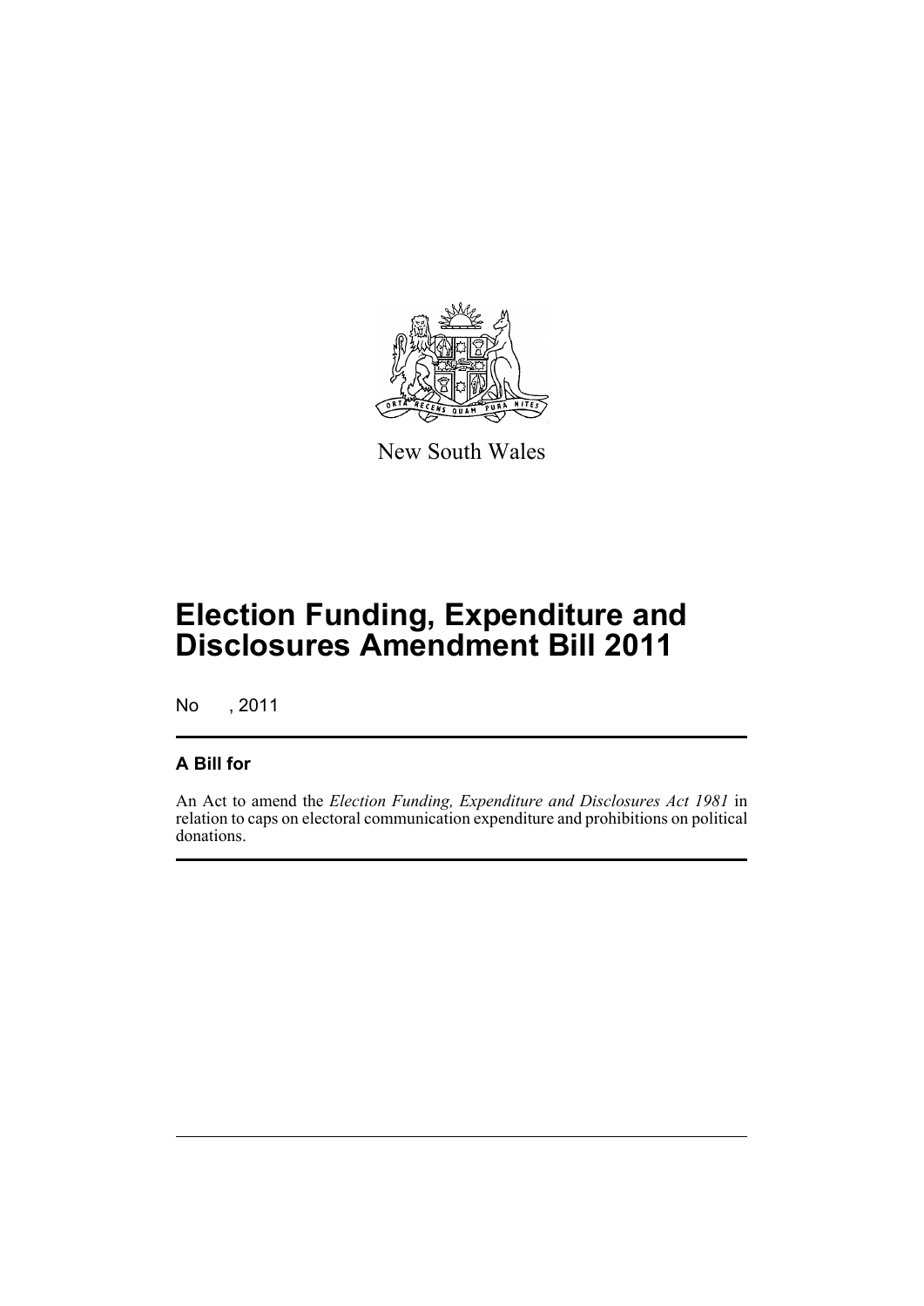New South Wales

# Election Funding, Expenditure and Disclosures Amendment Bill 2011

No , 2011

## A Bill for

An Act to amend the *Election Funding, Expenditure and Disclosures Act 1981* in relation to caps on electoral communication expenditure and prohibitions on political donations.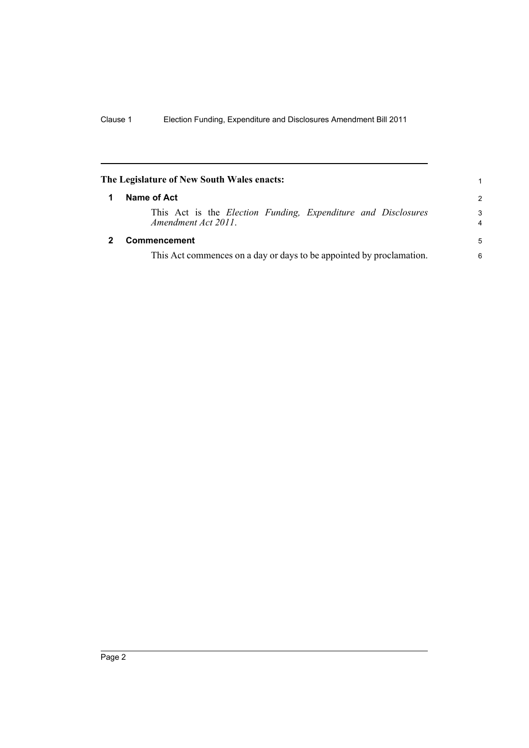**The Legislature of New South Wales enacts:**

## 1 Name of Act

This Act is the *Election Funding, Expenditure and Disclosures Amendment Act 2011*.

## 2 Commencement

This Act commences on a day or days to be appointed by proclamation.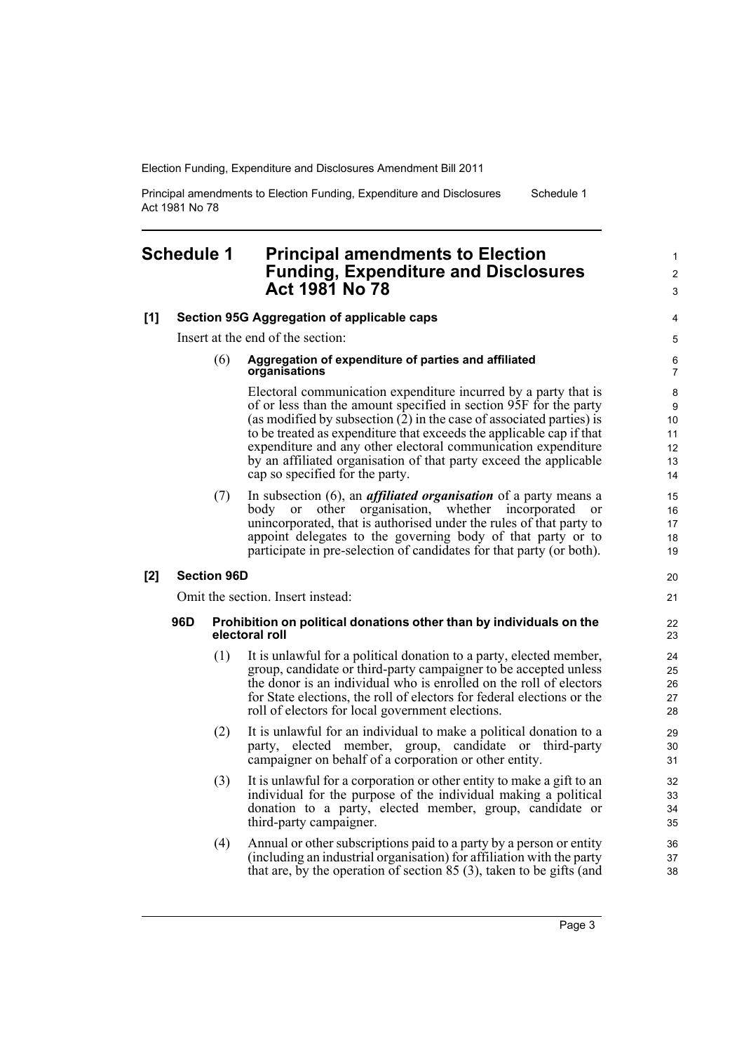# Schedule 1 Principal amendments to Election Funding, Expenditure and Disclosures Act 1981 No 78

**[1] Section 95G Aggregation of applicable caps**

Insert at the end of the section:

(6) **Aggregation of expenditure of parties and affiliated organisations**

Electoral communication expenditure incurred by a party that is of or less than the amount specified in section 95F for the party (as modified by subsection (2) in the case of associated parties) is to be treated as expenditure that exceeds the applicable cap if that expenditure and any other electoral communication expenditure by an affiliated organisation of that party exceed the applicable cap so specified for the party.

(7) In subsection (6), an ***affiliated organisation*** of a party means a body or other organisation, whether incorporated or unincorporated, that is authorised under the rules of that party to appoint delegates to the governing body of that party or to participate in pre-selection of candidates for that party (or both).

**[2] Section 96D**

Omit the section. Insert instead:

**96D Prohibition on political donations other than by individuals on the electoral roll**

(1) It is unlawful for a political donation to a party, elected member, group, candidate or third-party campaigner to be accepted unless the donor is an individual who is enrolled on the roll of electors for State elections, the roll of electors for federal elections or the roll of electors for local government elections.

(2) It is unlawful for an individual to make a political donation to a party, elected member, group, candidate or third-party campaigner on behalf of a corporation or other entity.

(3) It is unlawful for a corporation or other entity to make a gift to an individual for the purpose of the individual making a political donation to a party, elected member, group, candidate or third-party campaigner.

(4) Annual or other subscriptions paid to a party by a person or entity (including an industrial organisation) for affiliation with the party that are, by the operation of section 85 (3), taken to be gifts (and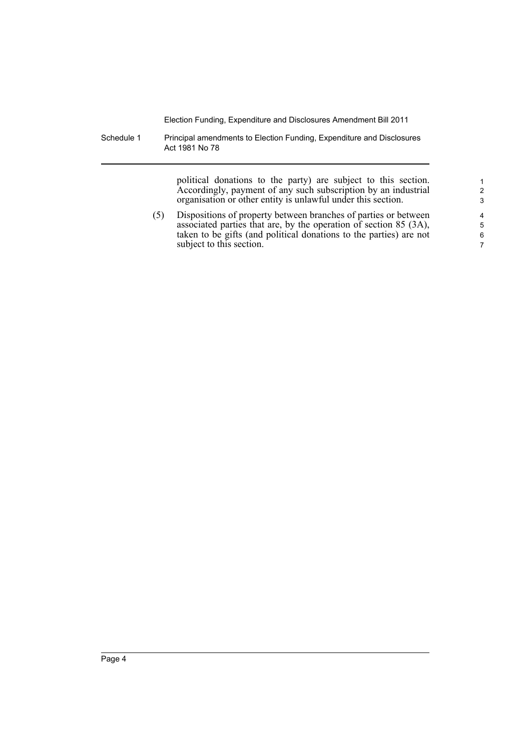political donations to the party) are subject to this section. Accordingly, payment of any such subscription by an industrial organisation or other entity is unlawful under this section.

(5) Dispositions of property between branches of parties or between associated parties that are, by the operation of section 85 (3A), taken to be gifts (and political donations to the parties) are not subject to this section.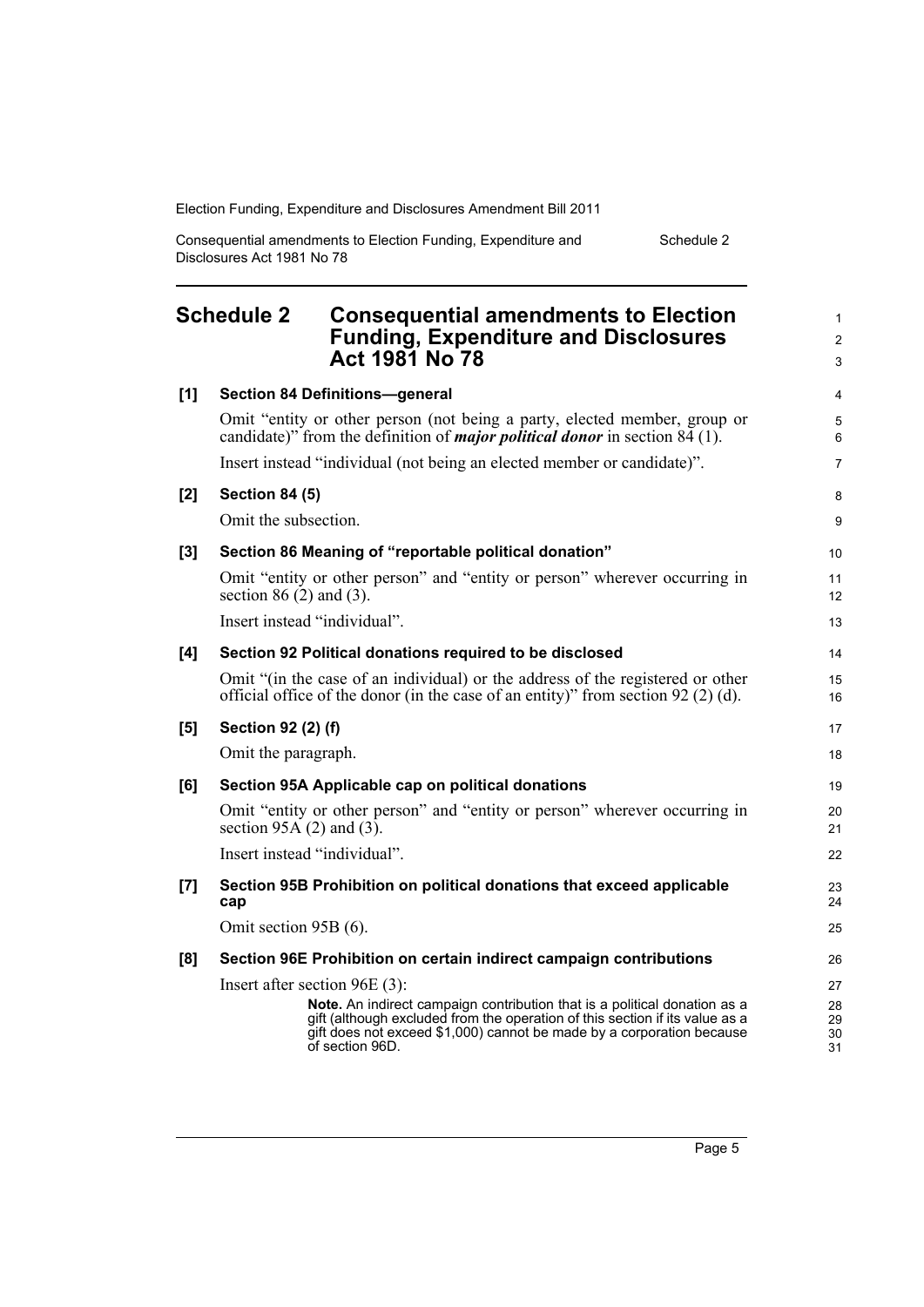## Schedule 2 Consequential amendments to Election Funding, Expenditure and Disclosures Act 1981 No 78

**[1] Section 84 Definitions—general**

Omit "entity or other person (not being a party, elected member, group or candidate)" from the definition of ***major political donor*** in section 84 (1).

Insert instead "individual (not being an elected member or candidate)".

**[2] Section 84 (5)**

Omit the subsection.

**[3] Section 86 Meaning of "reportable political donation"**

Omit "entity or other person" and "entity or person" wherever occurring in section 86 (2) and (3).

Insert instead "individual".

**[4] Section 92 Political donations required to be disclosed**

Omit "(in the case of an individual) or the address of the registered or other official office of the donor (in the case of an entity)" from section 92 (2) (d).

**[5] Section 92 (2) (f)**

Omit the paragraph.

**[6] Section 95A Applicable cap on political donations**

Omit "entity or other person" and "entity or person" wherever occurring in section 95A (2) and (3).

Insert instead "individual".

**[7] Section 95B Prohibition on political donations that exceed applicable cap**

Omit section 95B (6).

**[8] Section 96E Prohibition on certain indirect campaign contributions**

Insert after section 96E (3):

> **Note.** An indirect campaign contribution that is a political donation as a gift (although excluded from the operation of this section if its value as a gift does not exceed $1,000) cannot be made by a corporation because of section 96D.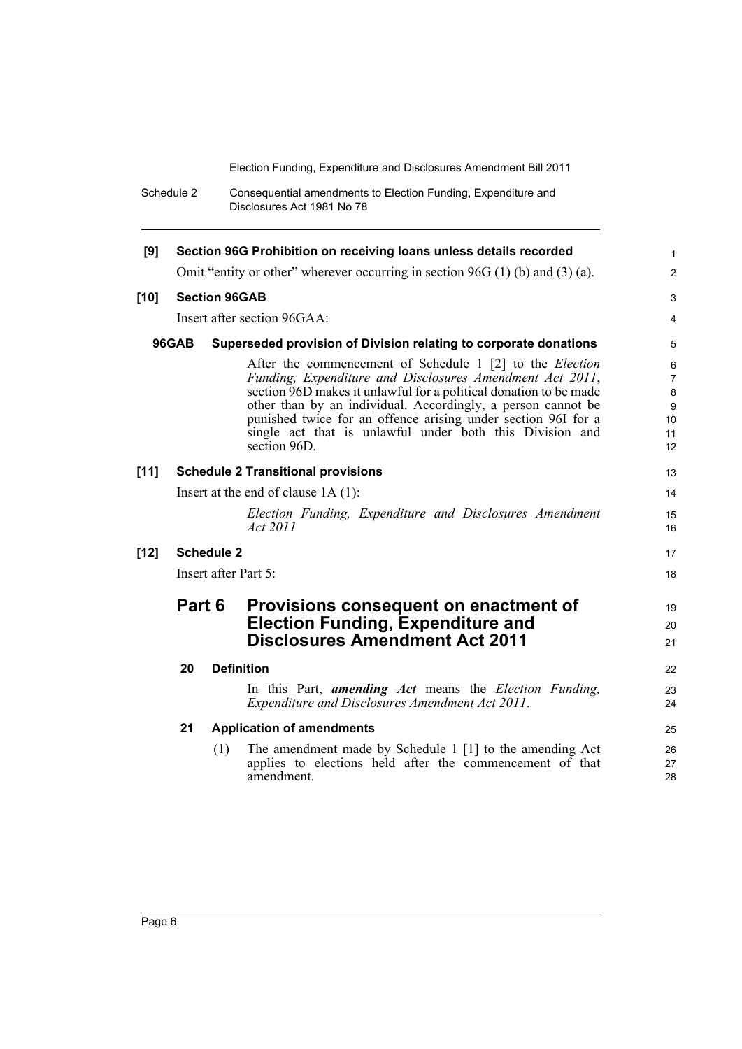**[9] Section 96G Prohibition on receiving loans unless details recorded**

Omit "entity or other" wherever occurring in section 96G (1) (b) and (3) (a).

**[10] Section 96GAB**

Insert after section 96GAA:

**96GAB Superseded provision of Division relating to corporate donations**

After the commencement of Schedule 1 [2] to the *Election Funding, Expenditure and Disclosures Amendment Act 2011*, section 96D makes it unlawful for a political donation to be made other than by an individual. Accordingly, a person cannot be punished twice for an offence arising under section 96I for a single act that is unlawful under both this Division and section 96D.

**[11] Schedule 2 Transitional provisions**

Insert at the end of clause 1A (1):

*Election Funding, Expenditure and Disclosures Amendment Act 2011*

**[12] Schedule 2**

Insert after Part 5:

## Part 6 Provisions consequent on enactment of Election Funding, Expenditure and Disclosures Amendment Act 2011

**20 Definition**

In this Part, ***amending Act*** means the *Election Funding, Expenditure and Disclosures Amendment Act 2011*.

**21 Application of amendments**

(1) The amendment made by Schedule 1 [1] to the amending Act applies to elections held after the commencement of that amendment.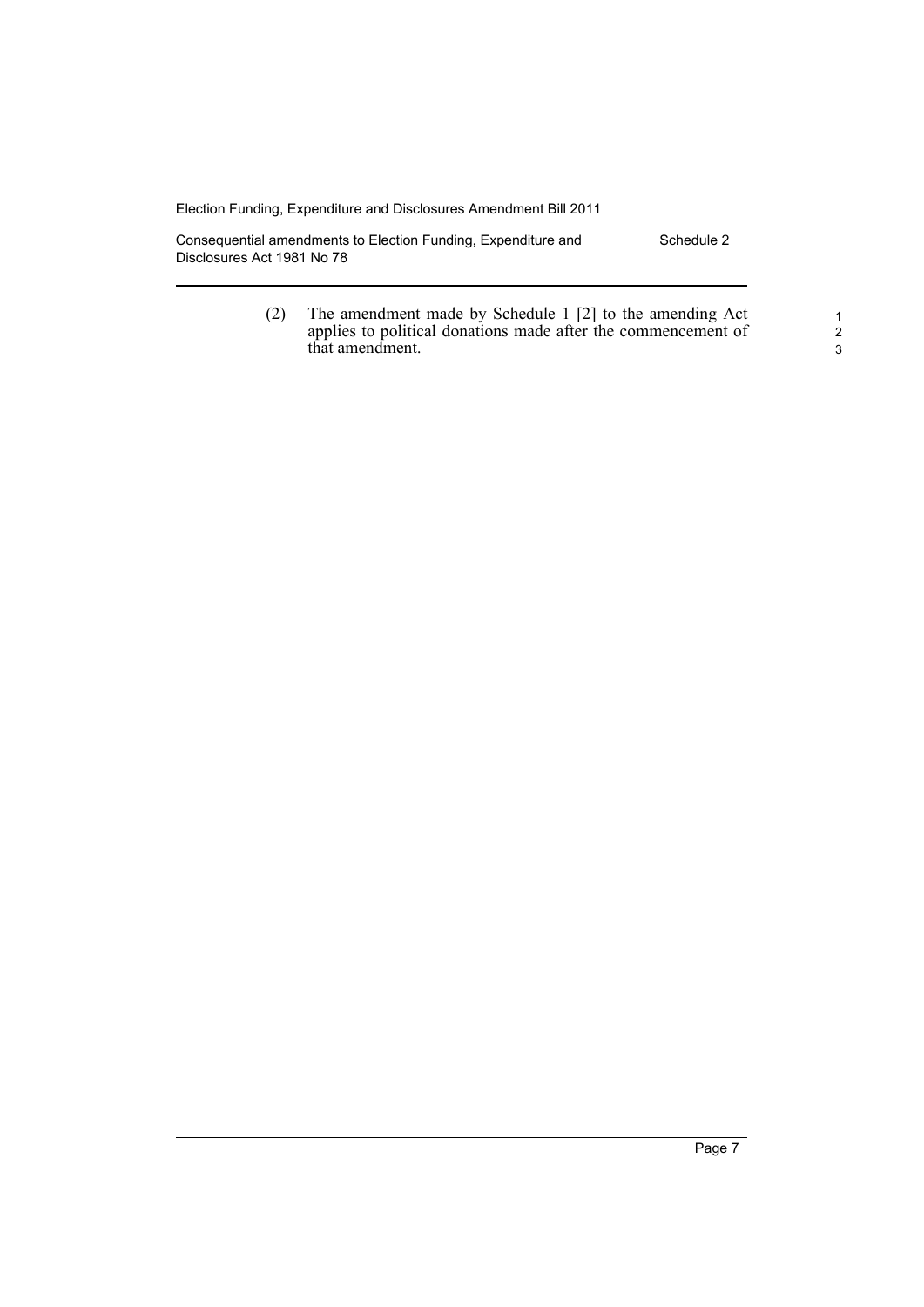(2) The amendment made by Schedule 1 [2] to the amending Act applies to political donations made after the commencement of that amendment.